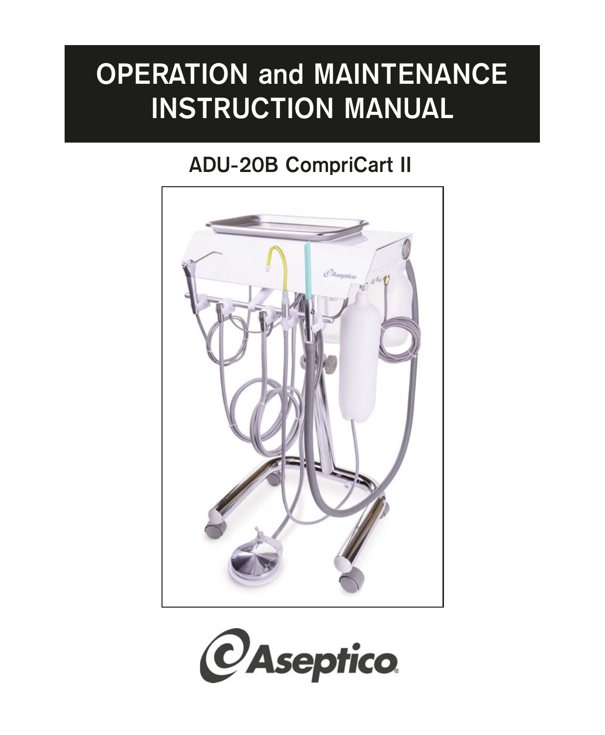# OPERATION and MAINTENANCE INSTRUCTION MANUAL

## ADU-20B CompriCart II

Aseptico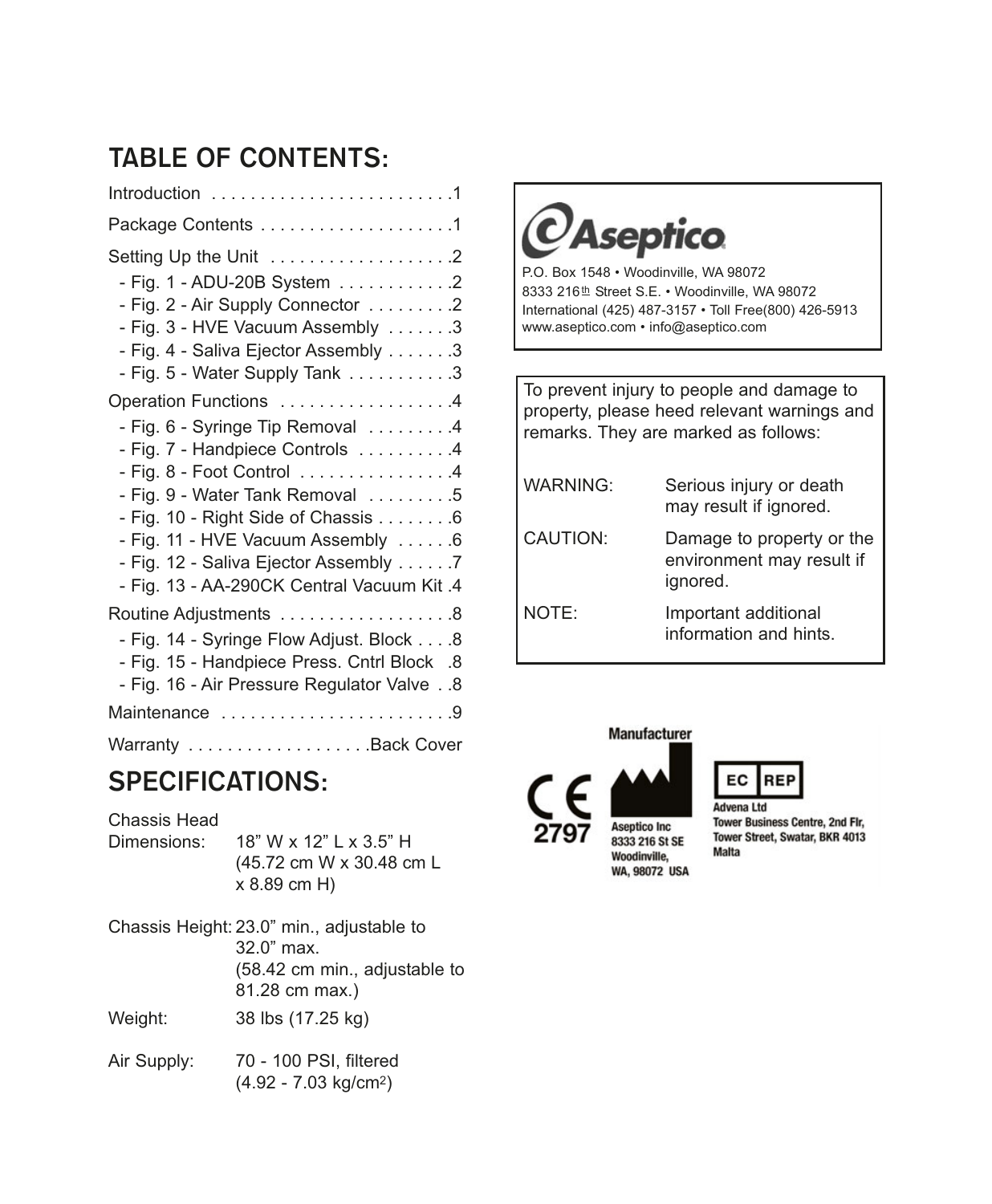## TABLE OF CONTENTS:

Introduction . . . . . . . . . . . . . . . . . . . . . . . . .1

Package Contents . . . . . . . . . . . . . . . . . . . .1

Setting Up the Unit . . . . . . . . . . . . . . . . . . .2

- Fig. 1 - ADU-20B System . . . . . . . . . . . .2
- Fig. 2 - Air Supply Connector . . . . . . . . .2
- Fig. 3 - HVE Vacuum Assembly . . . . . . .3
- Fig. 4 - Saliva Ejector Assembly . . . . . . .3
- Fig. 5 - Water Supply Tank . . . . . . . . . . .3

Operation Functions . . . . . . . . . . . . . . . . . .4

- Fig. 6 - Syringe Tip Removal . . . . . . . . .4
- Fig. 7 - Handpiece Controls . . . . . . . . . .4
- Fig. 8 - Foot Control . . . . . . . . . . . . . . . .4
- Fig. 9 - Water Tank Removal . . . . . . . . .5
- Fig. 10 - Right Side of Chassis . . . . . . . .6
- Fig. 11 - HVE Vacuum Assembly . . . . . .6
- Fig. 12 - Saliva Ejector Assembly . . . . . .7
- Fig. 13 - AA-290CK Central Vacuum Kit .4

Routine Adjustments . . . . . . . . . . . . . . . . . .8

- Fig. 14 - Syringe Flow Adjust. Block . . . .8
- Fig. 15 - Handpiece Press. Cntrl Block .8
- Fig. 16 - Air Pressure Regulator Valve . .8

Maintenance . . . . . . . . . . . . . . . . . . . . . . . .9

Warranty . . . . . . . . . . . . . . . . . . .Back Cover

## SPECIFICATIONS:

Chassis Head Dimensions: 18” W x 12” L x 3.5” H (45.72 cm W x 30.48 cm L x 8.89 cm H)

Chassis Height: 23.0” min., adjustable to 32.0” max. (58.42 cm min., adjustable to 81.28 cm max.)

Weight: 38 lbs (17.25 kg)

Air Supply: 70 - 100 PSI, filtered (4.92 - 7.03 kg/cm$^2$)

**Aseptico**

P.O. Box 1548 • Woodinville, WA 98072
8333 216th Street S.E. • Woodinville, WA 98072
International (425) 487-3157 • Toll Free(800) 426-5913
www.aseptico.com • info@aseptico.com

To prevent injury to people and damage to property, please heed relevant warnings and remarks. They are marked as follows:

| | |
|---|---|
| WARNING: | Serious injury or death may result if ignored. |
| CAUTION: | Damage to property or the environment may result if ignored. |
| NOTE: | Important additional information and hints. |

CE 2797

Manufacturer
Aseptico Inc
8333 216 St SE
Woodinville,
WA, 98072 USA

EC REP
Advena Ltd
Tower Business Centre, 2nd Flr,
Tower Street, Swatar, BKR 4013
Malta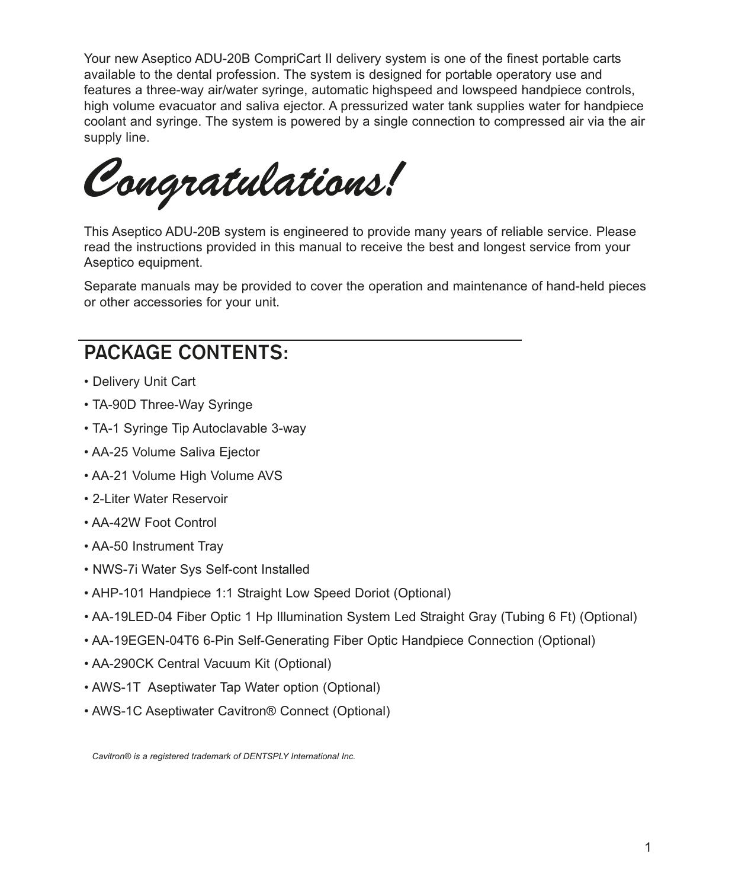Your new Aseptico ADU-20B CompriCart II delivery system is one of the finest portable carts available to the dental profession. The system is designed for portable operatory use and features a three-way air/water syringe, automatic highspeed and lowspeed handpiece controls, high volume evacuator and saliva ejector. A pressurized water tank supplies water for handpiece coolant and syringe. The system is powered by a single connection to compressed air via the air supply line.

# *Congratulations!*

This Aseptico ADU-20B system is engineered to provide many years of reliable service. Please read the instructions provided in this manual to receive the best and longest service from your Aseptico equipment.

Separate manuals may be provided to cover the operation and maintenance of hand-held pieces or other accessories for your unit.

## PACKAGE CONTENTS:

- Delivery Unit Cart
- TA-90D Three-Way Syringe
- TA-1 Syringe Tip Autoclavable 3-way
- AA-25 Volume Saliva Ejector
- AA-21 Volume High Volume AVS
- 2-Liter Water Reservoir
- AA-42W Foot Control
- AA-50 Instrument Tray
- NWS-7i Water Sys Self-cont Installed
- AHP-101 Handpiece 1:1 Straight Low Speed Doriot (Optional)
- AA-19LED-04 Fiber Optic 1 Hp Illumination System Led Straight Gray (Tubing 6 Ft) (Optional)
- AA-19EGEN-04T6 6-Pin Self-Generating Fiber Optic Handpiece Connection (Optional)
- AA-290CK Central Vacuum Kit (Optional)
- AWS-1T Aseptiwater Tap Water option (Optional)
- AWS-1C Aseptiwater Cavitron® Connect (Optional)

*Cavitron® is a registered trademark of DENTSPLY International Inc.*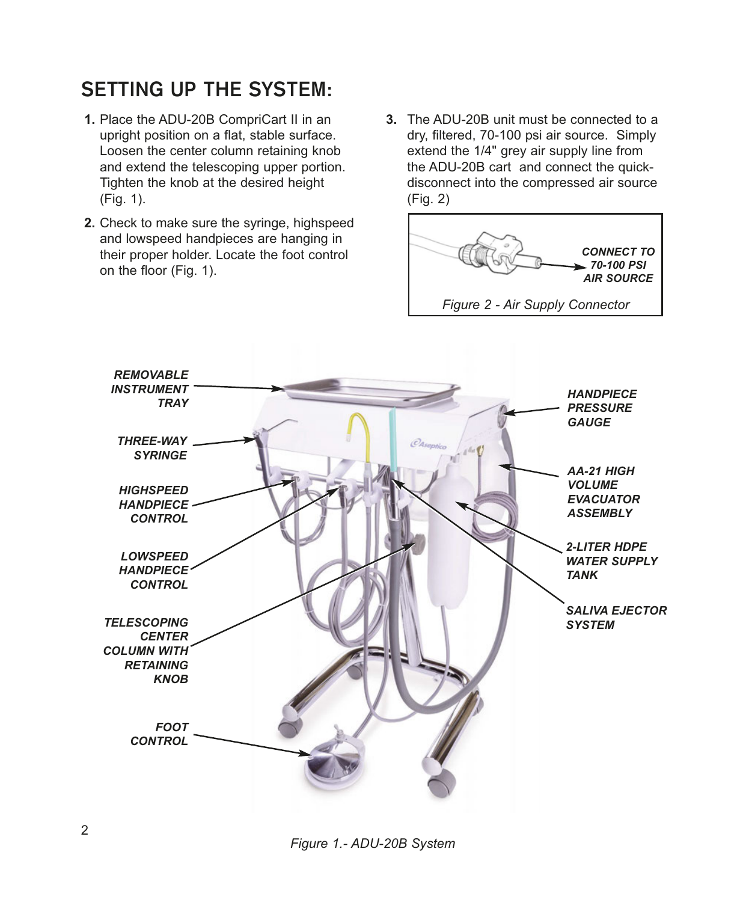## SETTING UP THE SYSTEM:

1. Place the ADU-20B CompriCart II in an upright position on a flat, stable surface. Loosen the center column retaining knob and extend the telescoping upper portion. Tighten the knob at the desired height (Fig. 1).

2. Check to make sure the syringe, highspeed and lowspeed handpieces are hanging in their proper holder. Locate the foot control on the floor (Fig. 1).

3. The ADU-20B unit must be connected to a dry, filtered, 70-100 psi air source. Simply extend the 1/4" grey air supply line from the ADU-20B cart and connect the quick-disconnect into the compressed air source (Fig. 2)

*CONNECT TO 70-100 PSI AIR SOURCE*

*Figure 2 - Air Supply Connector*

*REMOVABLE INSTRUMENT TRAY*

*THREE-WAY SYRINGE*

*HIGHSPEED HANDPIECE CONTROL*

*LOWSPEED HANDPIECE CONTROL*

*TELESCOPING CENTER COLUMN WITH RETAINING KNOB*

*FOOT CONTROL*

*HANDPIECE PRESSURE GAUGE*

*AA-21 HIGH VOLUME EVACUATOR ASSEMBLY*

*2-LITER HDPE WATER SUPPLY TANK*

*SALIVA EJECTOR SYSTEM*

*Figure 1.- ADU-20B System*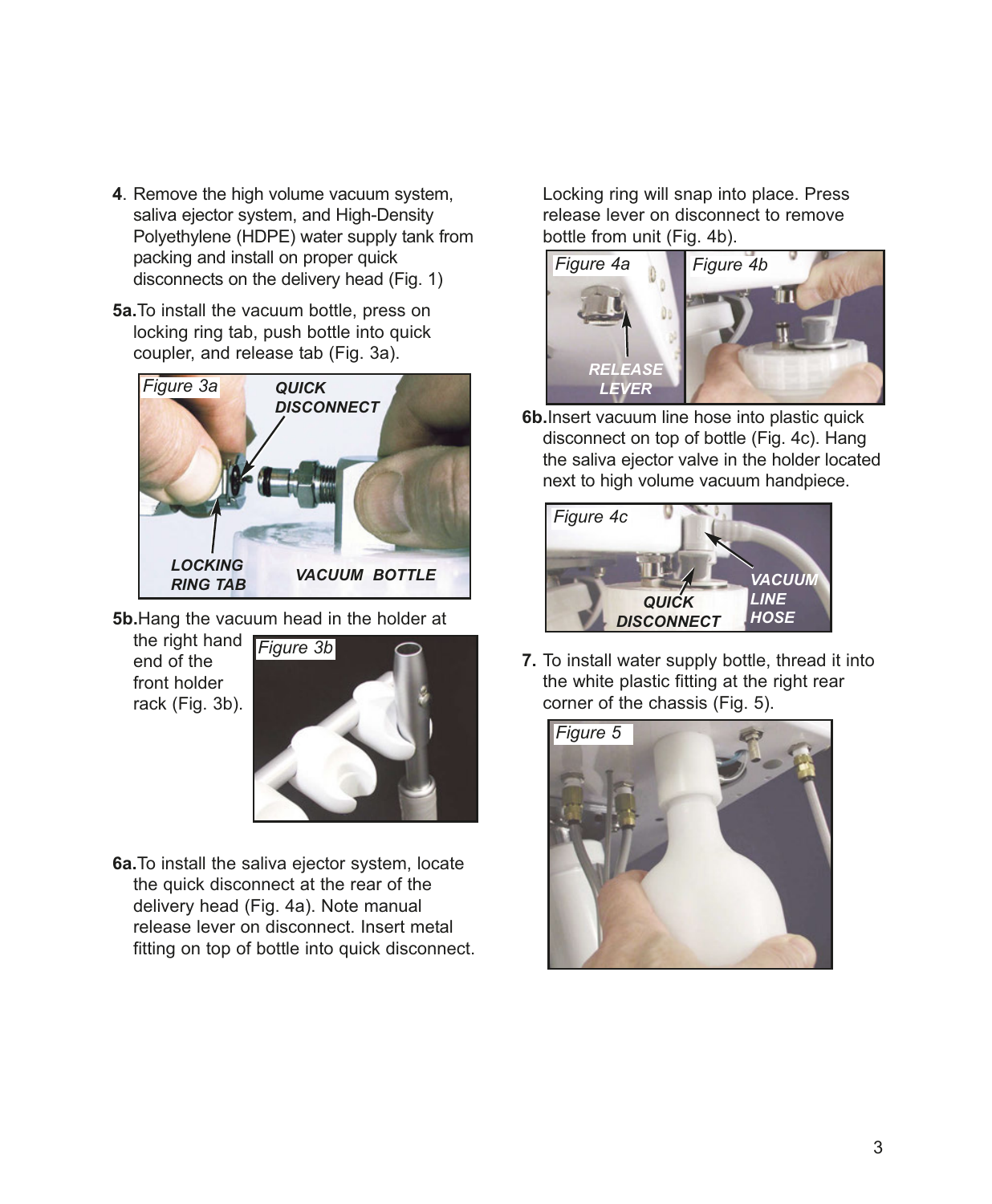4. Remove the high volume vacuum system, saliva ejector system, and High-Density Polyethylene (HDPE) water supply tank from packing and install on proper quick disconnects on the delivery head (Fig. 1)

5a. To install the vacuum bottle, press on locking ring tab, push bottle into quick coupler, and release tab (Fig. 3a).

Figure 3a

QUICK DISCONNECT

LOCKING RING TAB

VACUUM BOTTLE

5b. Hang the vacuum head in the holder at the right hand end of the front holder rack (Fig. 3b).

Figure 3b

6a. To install the saliva ejector system, locate the quick disconnect at the rear of the delivery head (Fig. 4a). Note manual release lever on disconnect. Insert metal fitting on top of bottle into quick disconnect. Locking ring will snap into place. Press release lever on disconnect to remove bottle from unit (Fig. 4b).

Figure 4a

RELEASE LEVER

Figure 4b

6b. Insert vacuum line hose into plastic quick disconnect on top of bottle (Fig. 4c). Hang the saliva ejector valve in the holder located next to high volume vacuum handpiece.

Figure 4c

QUICK DISCONNECT

VACUUM LINE HOSE

7. To install water supply bottle, thread it into the white plastic fitting at the right rear corner of the chassis (Fig. 5).

Figure 5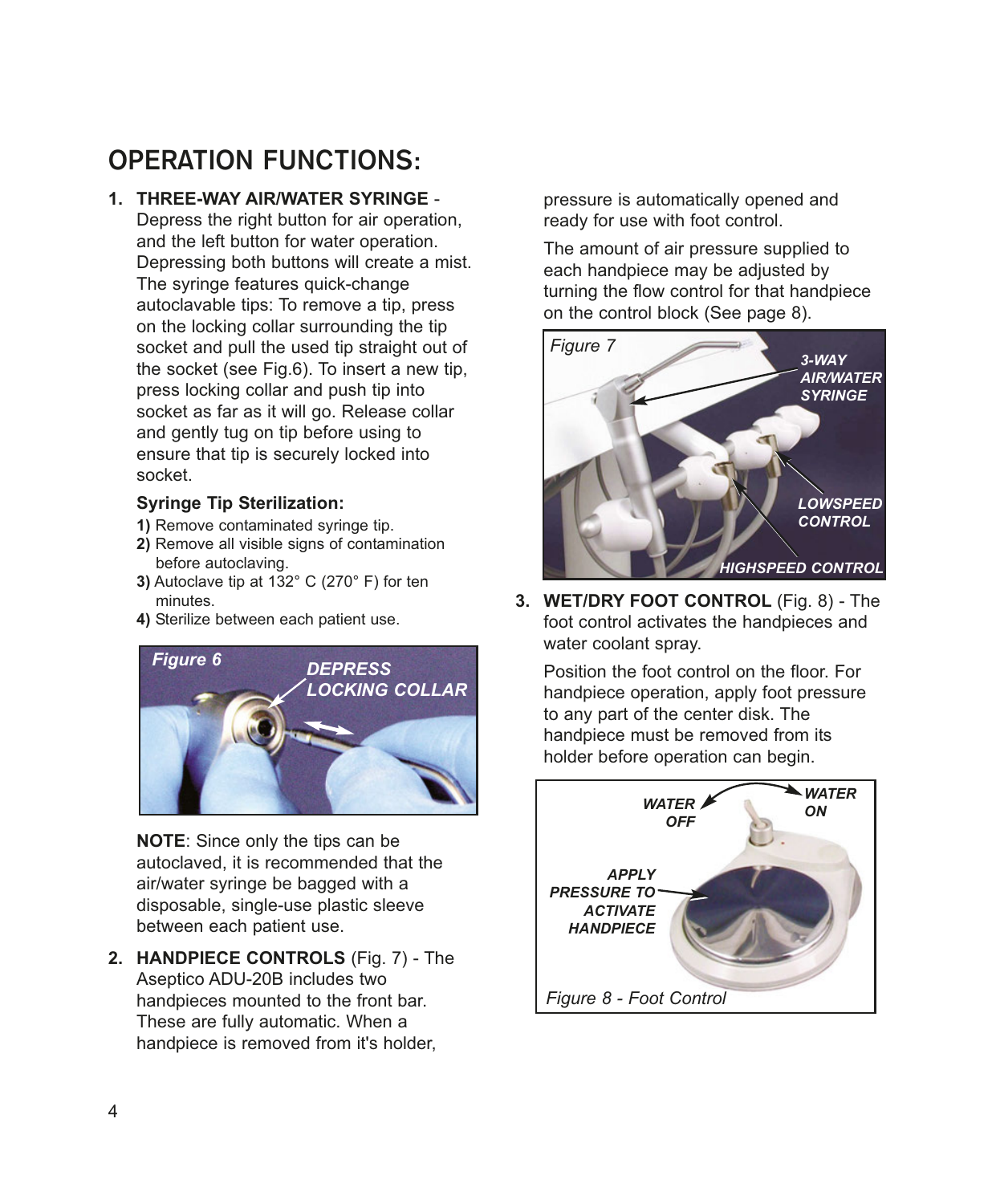# OPERATION FUNCTIONS:

1. **THREE-WAY AIR/WATER SYRINGE** - Depress the right button for air operation, and the left button for water operation. Depressing both buttons will create a mist. The syringe features quick-change autoclavable tips: To remove a tip, press on the locking collar surrounding the tip socket and pull the used tip straight out of the socket (see Fig.6). To insert a new tip, press locking collar and push tip into socket as far as it will go. Release collar and gently tug on tip before using to ensure that tip is securely locked into socket.

   **Syringe Tip Sterilization:**

   **1)** Remove contaminated syringe tip.
   **2)** Remove all visible signs of contamination before autoclaving.
   **3)** Autoclave tip at 132° C (270° F) for ten minutes.
   **4)** Sterilize between each patient use.

   *Figure 6* — *DEPRESS LOCKING COLLAR*

   **NOTE**: Since only the tips can be autoclaved, it is recommended that the air/water syringe be bagged with a disposable, single-use plastic sleeve between each patient use.

2. **HANDPIECE CONTROLS** (Fig. 7) - The Aseptico ADU-20B includes two handpieces mounted to the front bar. These are fully automatic. When a handpiece is removed from it's holder, pressure is automatically opened and ready for use with foot control.

   The amount of air pressure supplied to each handpiece may be adjusted by turning the flow control for that handpiece on the control block (See page 8).

   *Figure 7* — *3-WAY AIR/WATER SYRINGE*, *LOWSPEED CONTROL*, *HIGHSPEED CONTROL*

3. **WET/DRY FOOT CONTROL** (Fig. 8) - The foot control activates the handpieces and water coolant spray.

   Position the foot control on the floor. For handpiece operation, apply foot pressure to any part of the center disk. The handpiece must be removed from its holder before operation can begin.

   *WATER OFF* — *WATER ON* — *APPLY PRESSURE TO ACTIVATE HANDPIECE*

   *Figure 8 - Foot Control*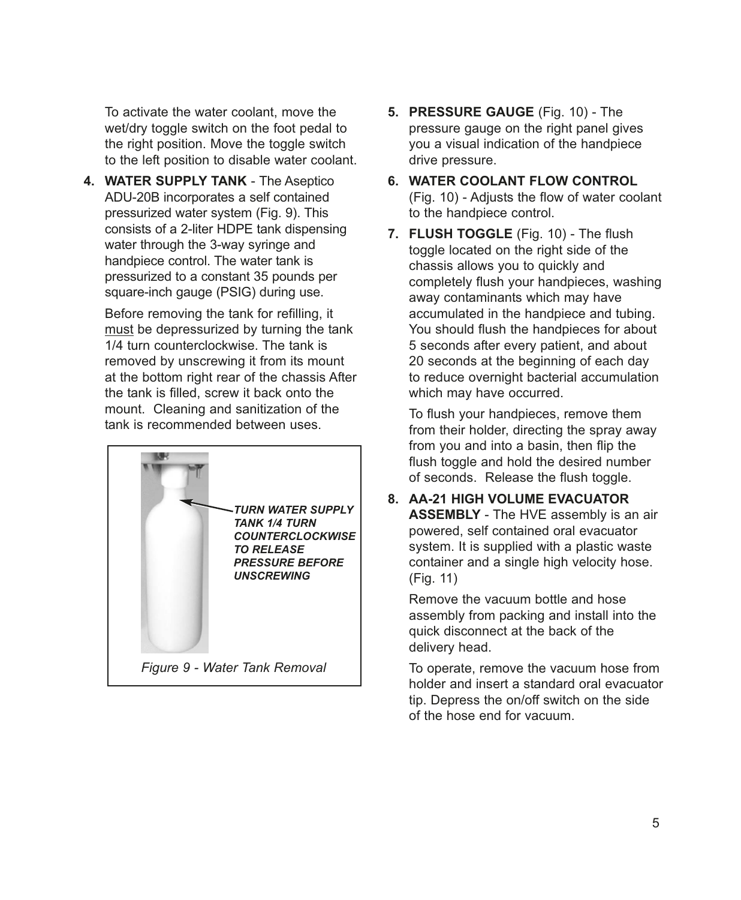To activate the water coolant, move the wet/dry toggle switch on the foot pedal to the right position. Move the toggle switch to the left position to disable water coolant.

4. **WATER SUPPLY TANK** - The Aseptico ADU-20B incorporates a self contained pressurized water system (Fig. 9). This consists of a 2-liter HDPE tank dispensing water through the 3-way syringe and handpiece control. The water tank is pressurized to a constant 35 pounds per square-inch gauge (PSIG) during use.

   Before removing the tank for refilling, it must be depressurized by turning the tank 1/4 turn counterclockwise. The tank is removed by unscrewing it from its mount at the bottom right rear of the chassis After the tank is filled, screw it back onto the mount. Cleaning and sanitization of the tank is recommended between uses.

***TURN WATER SUPPLY TANK 1/4 TURN COUNTERCLOCKWISE TO RELEASE PRESSURE BEFORE UNSCREWING***

*Figure 9 - Water Tank Removal*

5. **PRESSURE GAUGE** (Fig. 10) - The pressure gauge on the right panel gives you a visual indication of the handpiece drive pressure.

6. **WATER COOLANT FLOW CONTROL** (Fig. 10) - Adjusts the flow of water coolant to the handpiece control.

7. **FLUSH TOGGLE** (Fig. 10) - The flush toggle located on the right side of the chassis allows you to quickly and completely flush your handpieces, washing away contaminants which may have accumulated in the handpiece and tubing. You should flush the handpieces for about 5 seconds after every patient, and about 20 seconds at the beginning of each day to reduce overnight bacterial accumulation which may have occurred.

   To flush your handpieces, remove them from their holder, directing the spray away from you and into a basin, then flip the flush toggle and hold the desired number of seconds. Release the flush toggle.

8. **AA-21 HIGH VOLUME EVACUATOR ASSEMBLY** - The HVE assembly is an air powered, self contained oral evacuator system. It is supplied with a plastic waste container and a single high velocity hose. (Fig. 11)

   Remove the vacuum bottle and hose assembly from packing and install into the quick disconnect at the back of the delivery head.

   To operate, remove the vacuum hose from holder and insert a standard oral evacuator tip. Depress the on/off switch on the side of the hose end for vacuum.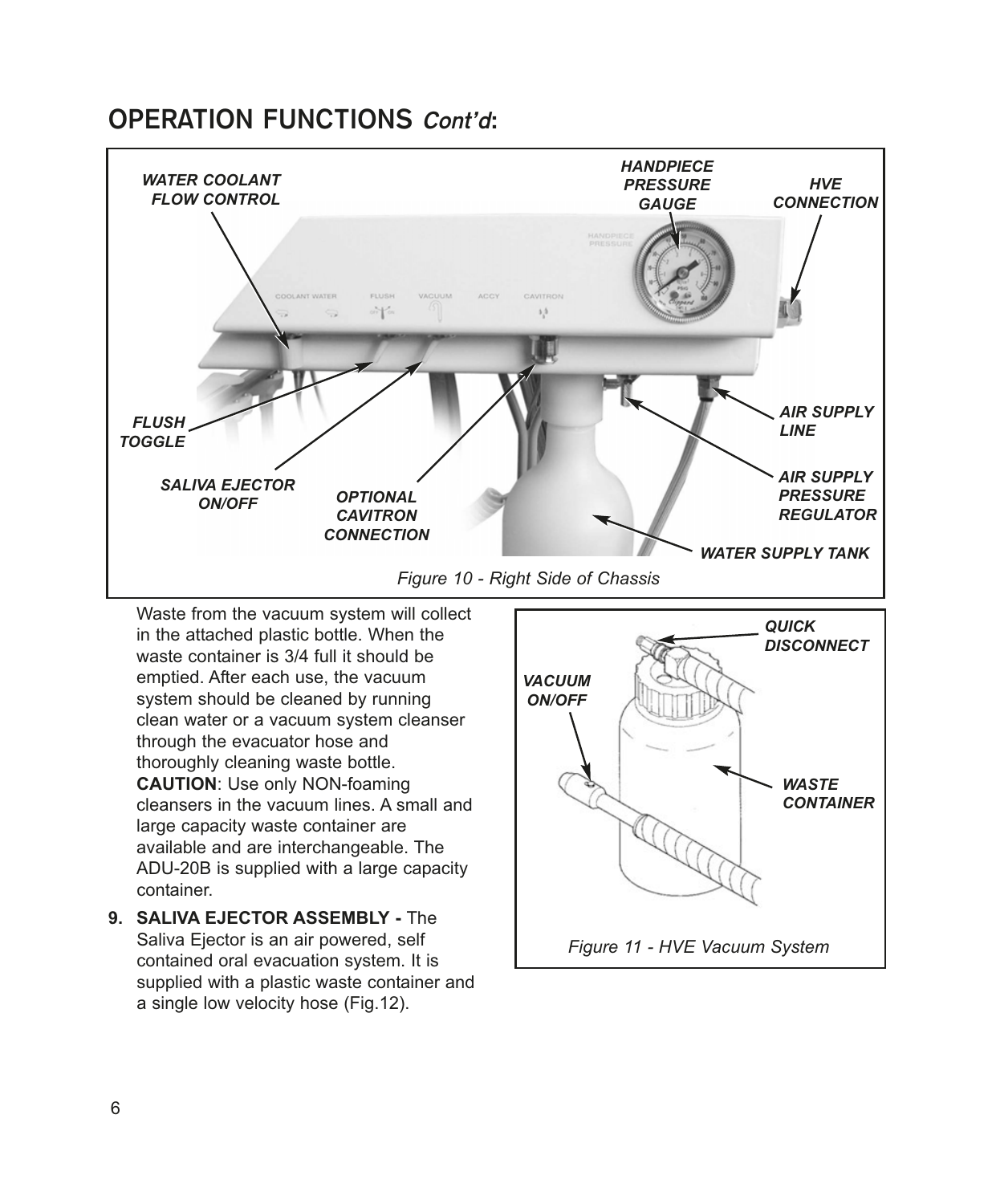## OPERATION FUNCTIONS *Cont'd*:

*Figure 10 - Right Side of Chassis*

Waste from the vacuum system will collect in the attached plastic bottle. When the waste container is 3/4 full it should be emptied. After each use, the vacuum system should be cleaned by running clean water or a vacuum system cleanser through the evacuator hose and thoroughly cleaning waste bottle. **CAUTION**: Use only NON-foaming cleansers in the vacuum lines. A small and large capacity waste container are available and are interchangeable. The ADU-20B is supplied with a large capacity container.

*Figure 11 - HVE Vacuum System*

9. **SALIVA EJECTOR ASSEMBLY -** The Saliva Ejector is an air powered, self contained oral evacuation system. It is supplied with a plastic waste container and a single low velocity hose (Fig.12).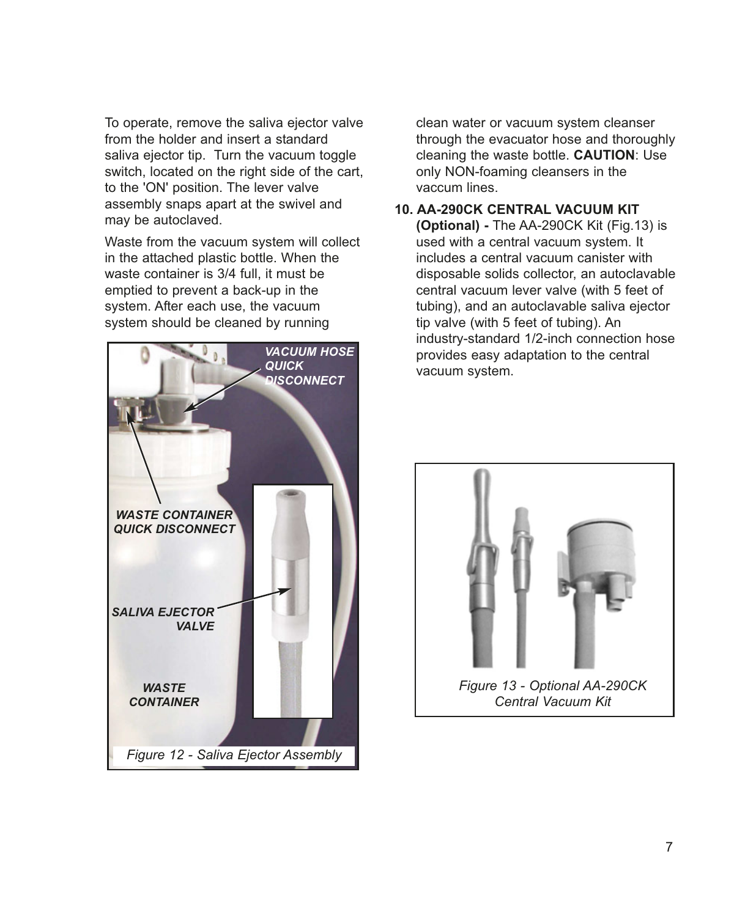To operate, remove the saliva ejector valve from the holder and insert a standard saliva ejector tip. Turn the vacuum toggle switch, located on the right side of the cart, to the 'ON' position. The lever valve assembly snaps apart at the swivel and may be autoclaved.

Waste from the vacuum system will collect in the attached plastic bottle. When the waste container is 3/4 full, it must be emptied to prevent a back-up in the system. After each use, the vacuum system should be cleaned by running clean water or vacuum system cleanser through the evacuator hose and thoroughly cleaning the waste bottle. **CAUTION**: Use only NON-foaming cleansers in the vaccum lines.

*Figure 12 - Saliva Ejector Assembly*

**10. AA-290CK CENTRAL VACUUM KIT (Optional) -** The AA-290CK Kit (Fig.13) is used with a central vacuum system. It includes a central vacuum canister with disposable solids collector, an autoclavable central vacuum lever valve (with 5 feet of tubing), and an autoclavable saliva ejector tip valve (with 5 feet of tubing). An industry-standard 1/2-inch connection hose provides easy adaptation to the central vacuum system.

*Figure 13 - Optional AA-290CK Central Vacuum Kit*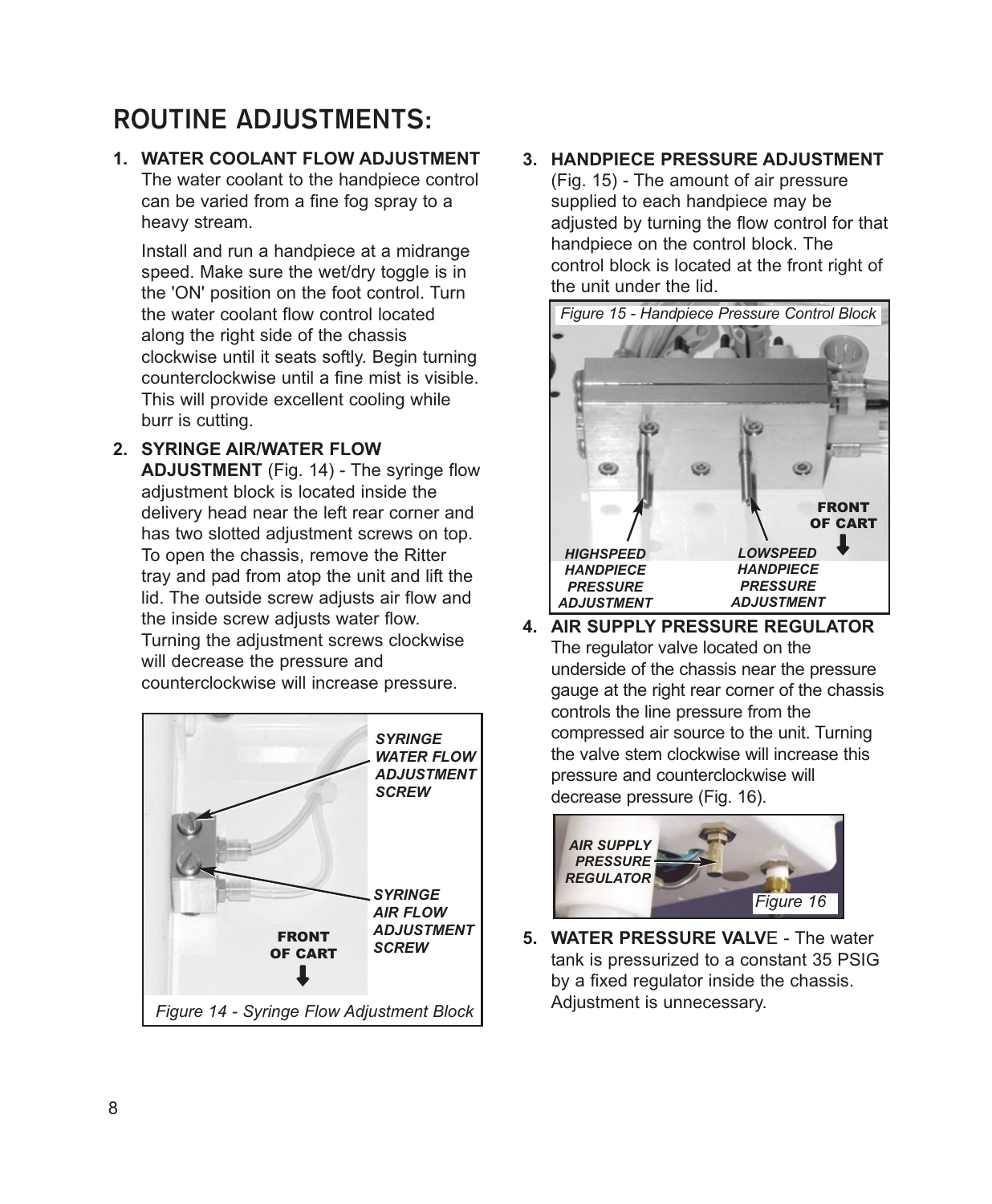# ROUTINE ADJUSTMENTS:

1. **WATER COOLANT FLOW ADJUSTMENT** The water coolant to the handpiece control can be varied from a fine fog spray to a heavy stream.

   Install and run a handpiece at a midrange speed. Make sure the wet/dry toggle is in the 'ON' position on the foot control. Turn the water coolant flow control located along the right side of the chassis clockwise until it seats softly. Begin turning counterclockwise until a fine mist is visible. This will provide excellent cooling while burr is cutting.

2. **SYRINGE AIR/WATER FLOW ADJUSTMENT** (Fig. 14) - The syringe flow adjustment block is located inside the delivery head near the left rear corner and has two slotted adjustment screws on top. To open the chassis, remove the Ritter tray and pad from atop the unit and lift the lid. The outside screw adjusts air flow and the inside screw adjusts water flow. Turning the adjustment screws clockwise will decrease the pressure and counterclockwise will increase pressure.

*SYRINGE WATER FLOW ADJUSTMENT SCREW*

*SYRINGE AIR FLOW ADJUSTMENT SCREW*

FRONT OF CART

*Figure 14 - Syringe Flow Adjustment Block*

3. **HANDPIECE PRESSURE ADJUSTMENT** (Fig. 15) - The amount of air pressure supplied to each handpiece may be adjusted by turning the flow control for that handpiece on the control block. The control block is located at the front right of the unit under the lid.

*Figure 15 - Handpiece Pressure Control Block*

*HIGHSPEED HANDPIECE PRESSURE ADJUSTMENT*

*LOWSPEED HANDPIECE PRESSURE ADJUSTMENT*

FRONT OF CART

4. **AIR SUPPLY PRESSURE REGULATOR** The regulator valve located on the underside of the chassis near the pressure gauge at the right rear corner of the chassis controls the line pressure from the compressed air source to the unit. Turning the valve stem clockwise will increase this pressure and counterclockwise will decrease pressure (Fig. 16).

*AIR SUPPLY PRESSURE REGULATOR*

*Figure 16*

5. **WATER PRESSURE VALVE** - The water tank is pressurized to a constant 35 PSIG by a fixed regulator inside the chassis. Adjustment is unnecessary.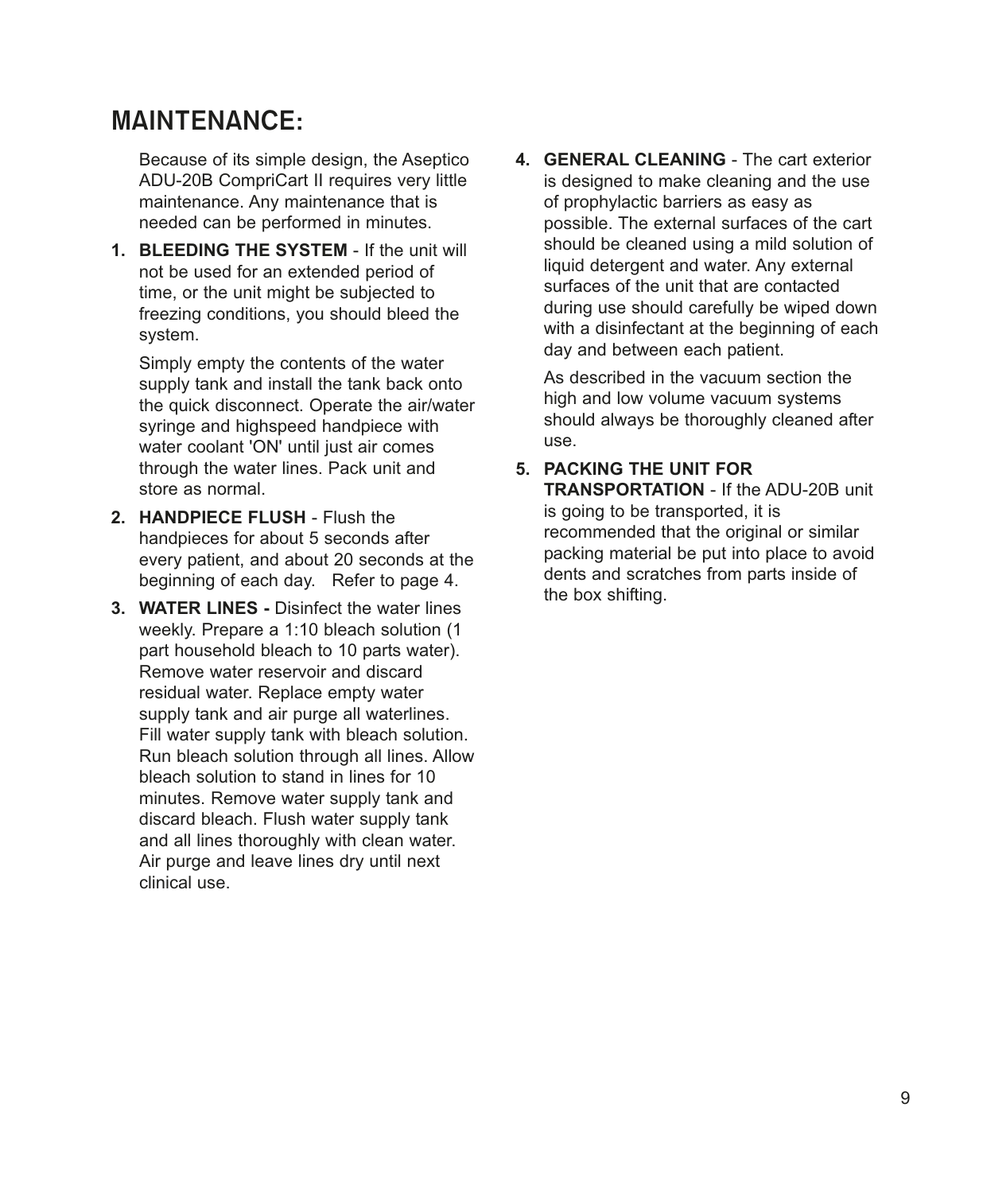# MAINTENANCE:

Because of its simple design, the Aseptico ADU-20B CompriCart II requires very little maintenance. Any maintenance that is needed can be performed in minutes.

1. **BLEEDING THE SYSTEM** - If the unit will not be used for an extended period of time, or the unit might be subjected to freezing conditions, you should bleed the system.

   Simply empty the contents of the water supply tank and install the tank back onto the quick disconnect. Operate the air/water syringe and highspeed handpiece with water coolant 'ON' until just air comes through the water lines. Pack unit and store as normal.

2. **HANDPIECE FLUSH** - Flush the handpieces for about 5 seconds after every patient, and about 20 seconds at the beginning of each day. Refer to page 4.

3. **WATER LINES -** Disinfect the water lines weekly. Prepare a 1:10 bleach solution (1 part household bleach to 10 parts water). Remove water reservoir and discard residual water. Replace empty water supply tank and air purge all waterlines. Fill water supply tank with bleach solution. Run bleach solution through all lines. Allow bleach solution to stand in lines for 10 minutes. Remove water supply tank and discard bleach. Flush water supply tank and all lines thoroughly with clean water. Air purge and leave lines dry until next clinical use.

4. **GENERAL CLEANING** - The cart exterior is designed to make cleaning and the use of prophylactic barriers as easy as possible. The external surfaces of the cart should be cleaned using a mild solution of liquid detergent and water. Any external surfaces of the unit that are contacted during use should carefully be wiped down with a disinfectant at the beginning of each day and between each patient.

   As described in the vacuum section the high and low volume vacuum systems should always be thoroughly cleaned after use.

5. **PACKING THE UNIT FOR TRANSPORTATION** - If the ADU-20B unit is going to be transported, it is recommended that the original or similar packing material be put into place to avoid dents and scratches from parts inside of the box shifting.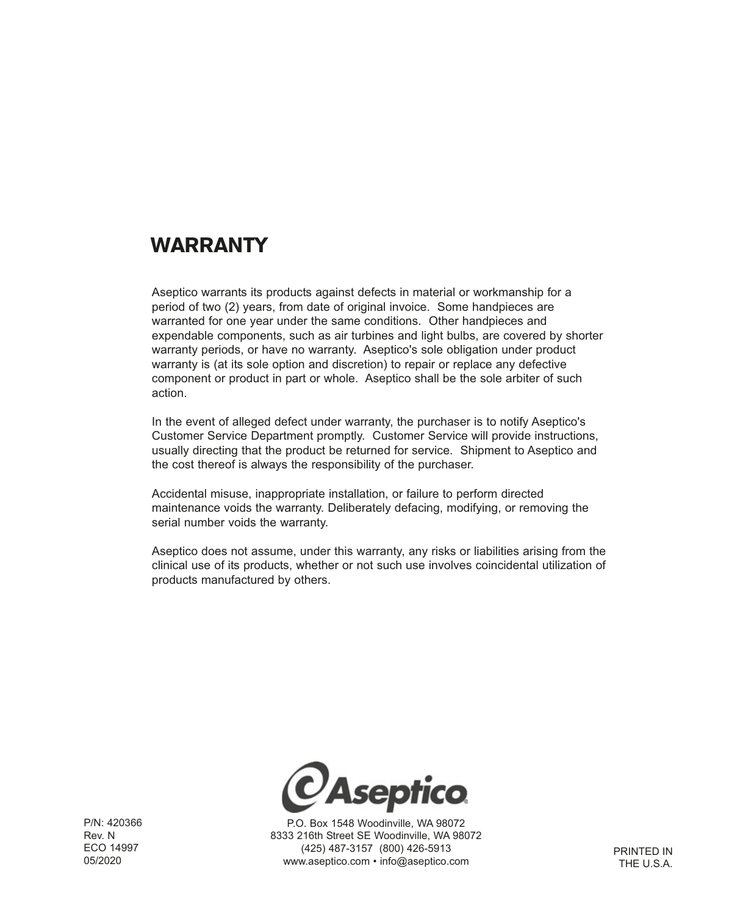## WARRANTY

Aseptico warrants its products against defects in material or workmanship for a period of two (2) years, from date of original invoice. Some handpieces are warranted for one year under the same conditions. Other handpieces and expendable components, such as air turbines and light bulbs, are covered by shorter warranty periods, or have no warranty. Aseptico's sole obligation under product warranty is (at its sole option and discretion) to repair or replace any defective component or product in part or whole. Aseptico shall be the sole arbiter of such action.

In the event of alleged defect under warranty, the purchaser is to notify Aseptico's Customer Service Department promptly. Customer Service will provide instructions, usually directing that the product be returned for service. Shipment to Aseptico and the cost thereof is always the responsibility of the purchaser.

Accidental misuse, inappropriate installation, or failure to perform directed maintenance voids the warranty. Deliberately defacing, modifying, or removing the serial number voids the warranty.

Aseptico does not assume, under this warranty, any risks or liabilities arising from the clinical use of its products, whether or not such use involves coincidental utilization of products manufactured by others.

Aseptico

P.O. Box 1548 Woodinville, WA 98072
8333 216th Street SE Woodinville, WA 98072
(425) 487-3157 (800) 426-5913
www.aseptico.com • info@aseptico.com

P/N: 420366
Rev. N
ECO 14997
05/2020

PRINTED IN THE U.S.A.